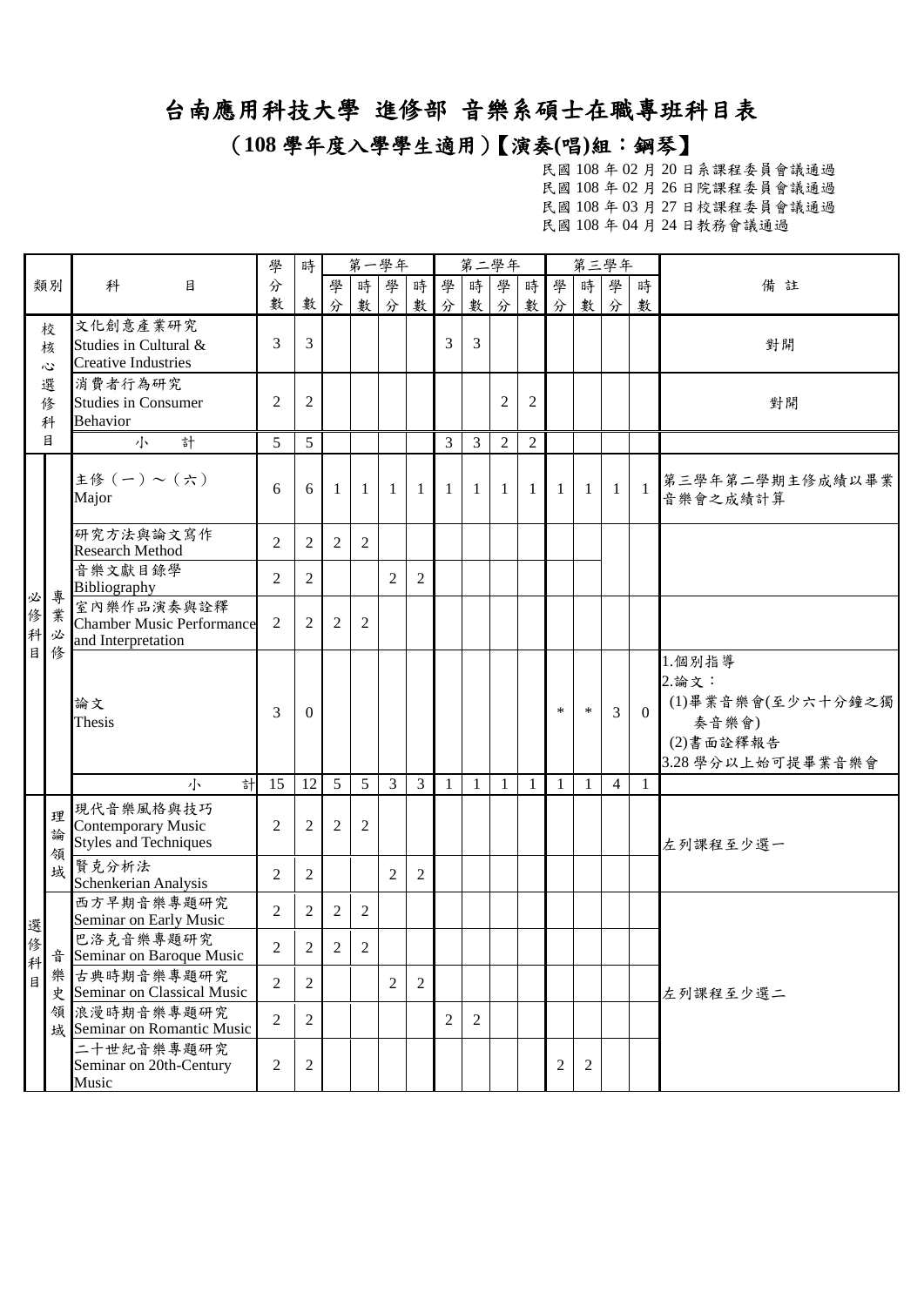# 台南應用科技大學 進修部 音樂系碩士在職專班科目表

## （108 學年度入學學生適用）【演奏(唱)組：鋼琴】

民國 108 年 02 月 20 日系課程委員會議通過
民國 108 年 02 月 26 日院課程委員會議通過
民國 108 年 03 月 27 日校課程委員會議通過
民國 108 年 04 月 24 日教務會議通過

| 類別 | | 科目 | 學分數 | 時數 | 第一學年 | | | | 第二學年 | | | | 第三學年 | | | | 備註 |
|---|---|---|---|---|---|---|---|---|---|---|---|---|---|---|---|---|---|
| | | | | | 學分 | 時數 | 學分 | 時數 | 學分 | 時數 | 學分 | 時數 | 學分 | 時數 | 學分 | 時數 | |
| 校核心選修科目 | | 文化創意產業研究 Studies in Cultural & Creative Industries | 3 | 3 | | | | | 3 | 3 | | | | | | | 對開 |
| | | 消費者行為研究 Studies in Consumer Behavior | 2 | 2 | | | | | | | 2 | 2 | | | | | 對開 |
| | | 小計 | 5 | 5 | | | | | 3 | 3 | 2 | 2 | | | | | |
| 必修科目 | 專業必修 | 主修（一）～（六） Major | 6 | 6 | 1 | 1 | 1 | 1 | 1 | 1 | 1 | 1 | 1 | 1 | 1 | 1 | 第三學年第二學期主修成績以畢業音樂會之成績計算 |
| | | 研究方法與論文寫作 Research Method | 2 | 2 | 2 | 2 | | | | | | | | | | | |
| | | 音樂文獻目錄學 Bibliography | 2 | 2 | | | 2 | 2 | | | | | | | | | |
| | | 室內樂作品演奏與詮釋 Chamber Music Performance and Interpretation | 2 | 2 | 2 | 2 | | | | | | | | | | | |
| | | 論文 Thesis | 3 | 0 | | | | | | | | | * | * | 3 | 0 | 1.個別指導<br>2.論文：<br>(1)畢業音樂會(至少六十分鐘之獨奏音樂會)<br>(2)書面詮釋報告<br>3.28 學分以上始可提畢業音樂會 |
| | | 小計 | 15 | 12 | 5 | 5 | 3 | 3 | 1 | 1 | 1 | 1 | 1 | 1 | 4 | 1 | |
| 選修科目 | 理論領域 | 現代音樂風格與技巧 Contemporary Music Styles and Techniques | 2 | 2 | 2 | 2 | | | | | | | | | | | 左列課程至少選一 |
| | | 賢克分析法 Schenkerian Analysis | 2 | 2 | | | 2 | 2 | | | | | | | | | |
| | 音樂史領域 | 西方早期音樂專題研究 Seminar on Early Music | 2 | 2 | 2 | 2 | | | | | | | | | | | 左列課程至少選二 |
| | | 巴洛克音樂專題研究 Seminar on Baroque Music | 2 | 2 | 2 | 2 | | | | | | | | | | | |
| | | 古典時期音樂專題研究 Seminar on Classical Music | 2 | 2 | | | 2 | 2 | | | | | | | | | |
| | | 浪漫時期音樂專題研究 Seminar on Romantic Music | 2 | 2 | | | | | 2 | 2 | | | | | | | |
| | | 二十世紀音樂專題研究 Seminar on 20th-Century Music | 2 | 2 | | | | | | | | | 2 | 2 | | | |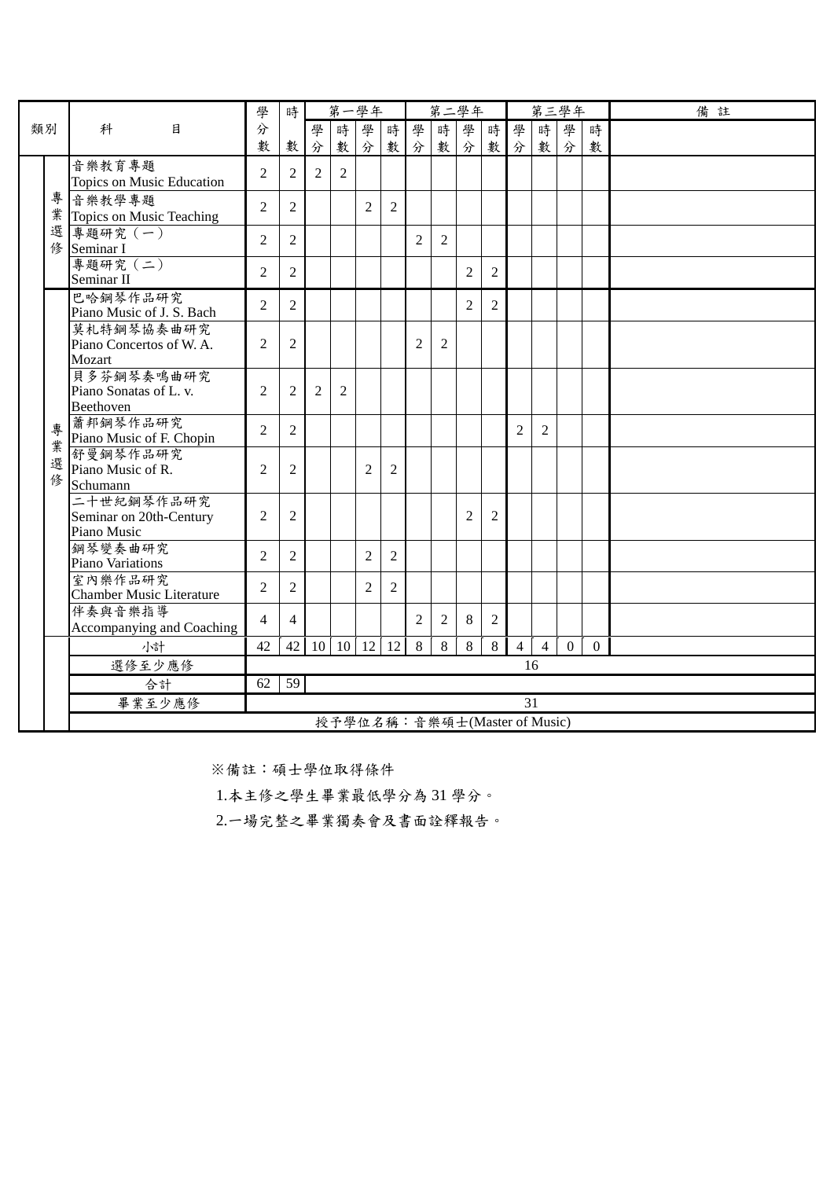| 類別 | | 科目 | 學分數 | 時數 | 第一學年 | | | | 第二學年 | | | | 第三學年 | | | | 備註 |
|---|---|---|---|---|---|---|---|---|---|---|---|---|---|---|---|---|---|
| | | | | | 學分 | 時數 | 學分 | 時數 | 學分 | 時數 | 學分 | 時數 | 學分 | 時數 | 學分 | 時數 | |
| | 專業選修 | 音樂教育專題 Topics on Music Education | 2 | 2 | 2 | 2 | | | | | | | | | | | |
| | | 音樂教學專題 Topics on Music Teaching | 2 | 2 | | | 2 | 2 | | | | | | | | | |
| | | 專題研究（一） Seminar I | 2 | 2 | | | | | 2 | 2 | | | | | | | |
| | | 專題研究（二） Seminar II | 2 | 2 | | | | | | | 2 | 2 | | | | | |
| | 專業選修 | 巴哈鋼琴作品研究 Piano Music of J. S. Bach | 2 | 2 | | | | | | | 2 | 2 | | | | | |
| | | 莫札特鋼琴協奏曲研究 Piano Concertos of W. A. Mozart | 2 | 2 | | | | | 2 | 2 | | | | | | | |
| | | 貝多芬鋼琴奏鳴曲研究 Piano Sonatas of L. v. Beethoven | 2 | 2 | 2 | 2 | | | | | | | | | | | |
| | | 蕭邦鋼琴作品研究 Piano Music of F. Chopin | 2 | 2 | | | | | | | | | 2 | 2 | | | |
| | | 舒曼鋼琴作品研究 Piano Music of R. Schumann | 2 | 2 | | | 2 | 2 | | | | | | | | | |
| | | 二十世紀鋼琴作品研究 Seminar on 20th-Century Piano Music | 2 | 2 | | | | | | | 2 | 2 | | | | | |
| | | 鋼琴變奏曲研究 Piano Variations | 2 | 2 | | | 2 | 2 | | | | | | | | | |
| | | 室內樂作品研究 Chamber Music Literature | 2 | 2 | | | 2 | 2 | | | | | | | | | |
| | | 伴奏與音樂指導 Accompanying and Coaching | 4 | 4 | | | | | 2 | 2 | 8 | 2 | | | | | |
| | | 小計 | 42 | 42 | 10 | 10 | 12 | 12 | 8 | 8 | 8 | 8 | 4 | 4 | 0 | 0 | |
| | | 選修至少應修 | 16 | | | | | | | | | | | | | | |
| | | 合計 | 62 | 59 | | | | | | | | | | | | | |
| | | 畢業至少應修 | 31 | | | | | | | | | | | | | | |
| | | 授予學位名稱：音樂碩士(Master of Music) | | | | | | | | | | | | | | | |

※備註：碩士學位取得條件

1.本主修之學生畢業最低學分為 31 學分。

2.一場完整之畢業獨奏會及書面詮釋報告。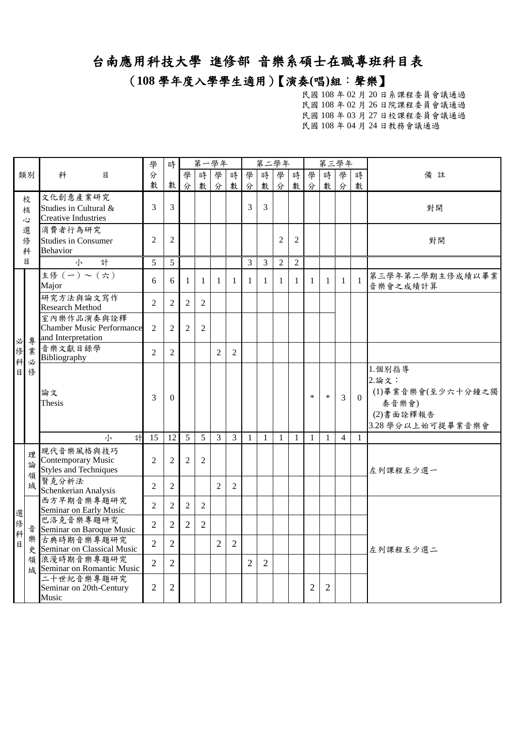# 台南應用科技大學 進修部 音樂系碩士在職專班科目表

## (108 學年度入學學生適用)【演奏(唱)組：聲樂】

民國 108 年 02 月 20 日系課程委員會議通過
民國 108 年 02 月 26 日院課程委員會議通過
民國 108 年 03 月 27 日校課程委員會議通過
民國 108 年 04 月 24 日教務會議通過

| 類別 | | 科目 | 學分數 | 時數 | 第一學年 | | | | 第二學年 | | | | 第三學年 | | | | 備註 |
|---|---|---|---|---|---|---|---|---|---|---|---|---|---|---|---|---|---|
| | | | | | 學分 | 時數 | 學分 | 時數 | 學分 | 時數 | 學分 | 時數 | 學分 | 時數 | 學分 | 時數 | |
| 校核心選修科目 | | 文化創意產業研究 Studies in Cultural & Creative Industries | 3 | 3 | | | | | 3 | 3 | | | | | | | 對開 |
| | | 消費者行為研究 Studies in Consumer Behavior | 2 | 2 | | | | | | | 2 | 2 | | | | | 對開 |
| | | 小計 | 5 | 5 | | | | | 3 | 3 | 2 | 2 | | | | | |
| 必修科目 | 專業必修 | 主修(一)～(六) Major | 6 | 6 | 1 | 1 | 1 | 1 | 1 | 1 | 1 | 1 | 1 | 1 | 1 | 1 | 第三學年第二學期主修成績以畢業音樂會之成績計算 |
| | | 研究方法與論文寫作 Research Method | 2 | 2 | 2 | 2 | | | | | | | | | | | |
| | | 室內樂作品演奏與詮釋 Chamber Music Performance and Interpretation | 2 | 2 | 2 | 2 | | | | | | | | | | | |
| | | 音樂文獻目錄學 Bibliography | 2 | 2 | | | 2 | 2 | | | | | | | | | |
| | | 論文 Thesis | 3 | 0 | | | | | | | | | * | * | 3 | 0 | 1.個別指導<br>2.論文：<br>(1)畢業音樂會(至少六十分鐘之獨奏音樂會)<br>(2)書面詮釋報告<br>3.28 學分以上始可提畢業音樂會 |
| | | 小計 | 15 | 12 | 5 | 5 | 3 | 3 | 1 | 1 | 1 | 1 | 1 | 1 | 4 | 1 | |
| 選修科目 | 理論領域 | 現代音樂風格與技巧 Contemporary Music Styles and Techniques | 2 | 2 | 2 | 2 | | | | | | | | | | | 左列課程至少選一 |
| | | 賢克分析法 Schenkerian Analysis | 2 | 2 | | | 2 | 2 | | | | | | | | | |
| | 音樂史領域 | 西方早期音樂專題研究 Seminar on Early Music | 2 | 2 | 2 | 2 | | | | | | | | | | | 左列課程至少選二 |
| | | 巴洛克音樂專題研究 Seminar on Baroque Music | 2 | 2 | 2 | 2 | | | | | | | | | | | |
| | | 古典時期音樂專題研究 Seminar on Classical Music | 2 | 2 | | | 2 | 2 | | | | | | | | | |
| | | 浪漫時期音樂專題研究 Seminar on Romantic Music | 2 | 2 | | | | | 2 | 2 | | | | | | | |
| | | 二十世紀音樂專題研究 Seminar on 20th-Century Music | 2 | 2 | | | | | | | | | 2 | 2 | | | |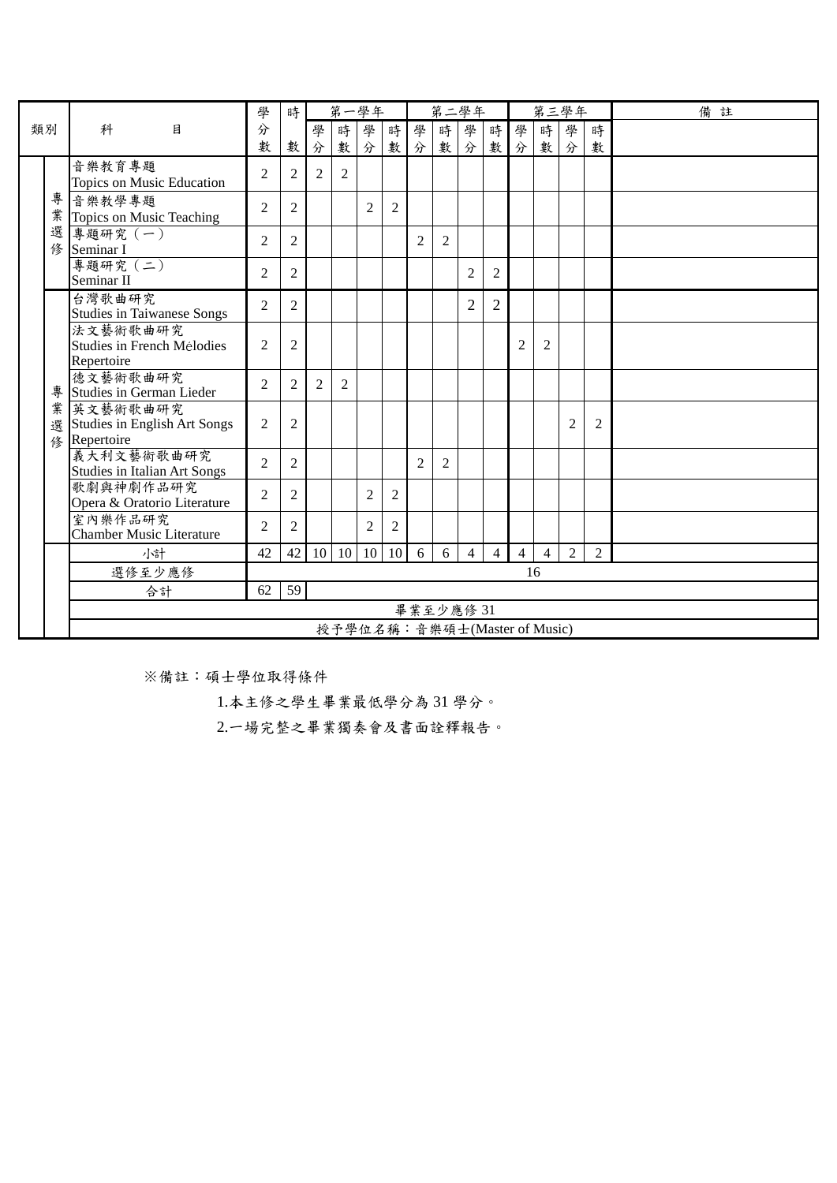| 類別 | | 科目 | 學分數 | 時數 | 第一學年 | | | | 第二學年 | | | | 第三學年 | | | | 備註 |
|---|---|---|---|---|---|---|---|---|---|---|---|---|---|---|---|---|---|
| | | | | | 學分 | 時數 | 學分 | 時數 | 學分 | 時數 | 學分 | 時數 | 學分 | 時數 | 學分 | 時數 | |
| | 專業選修 | 音樂教育專題<br>Topics on Music Education | 2 | 2 | 2 | 2 | | | | | | | | | | | |
| | | 音樂教學專題<br>Topics on Music Teaching | 2 | 2 | | | 2 | 2 | | | | | | | | | |
| | | 專題研究（一）<br>Seminar I | 2 | 2 | | | | | 2 | 2 | | | | | | | |
| | | 專題研究（二）<br>Seminar II | 2 | 2 | | | | | | | 2 | 2 | | | | | |
| | 專業選修 | 台灣歌曲研究<br>Studies in Taiwanese Songs | 2 | 2 | | | | | | | 2 | 2 | | | | | |
| | | 法文藝術歌曲研究<br>Studies in French Mélodies Repertoire | 2 | 2 | | | | | | | | | 2 | 2 | | | |
| | | 德文藝術歌曲研究<br>Studies in German Lieder | 2 | 2 | 2 | 2 | | | | | | | | | | | |
| | | 英文藝術歌曲研究<br>Studies in English Art Songs Repertoire | 2 | 2 | | | | | | | | | | | 2 | 2 | |
| | | 義大利文藝術歌曲研究<br>Studies in Italian Art Songs | 2 | 2 | | | | | 2 | 2 | | | | | | | |
| | | 歌劇與神劇作品研究<br>Opera & Oratorio Literature | 2 | 2 | | | 2 | 2 | | | | | | | | | |
| | | 室內樂作品研究<br>Chamber Music Literature | 2 | 2 | | | 2 | 2 | | | | | | | | | |
| | | 小計 | 42 | 42 | 10 | 10 | 10 | 10 | 6 | 6 | 4 | 4 | 4 | 4 | 2 | 2 | |
| | | 選修至少應修 | 16 | | | | | | | | | | | | | | |
| | | 合計 | 62 | 59 | | | | | | | | | | | | | |
| | | 畢業至少應修 31 | | | | | | | | | | | | | | | |
| | | 授予學位名稱：音樂碩士(Master of Music) | | | | | | | | | | | | | | | |

※備註：碩士學位取得條件

1.本主修之學生畢業最低學分為 31 學分。

2.一場完整之畢業獨奏會及書面詮釋報告。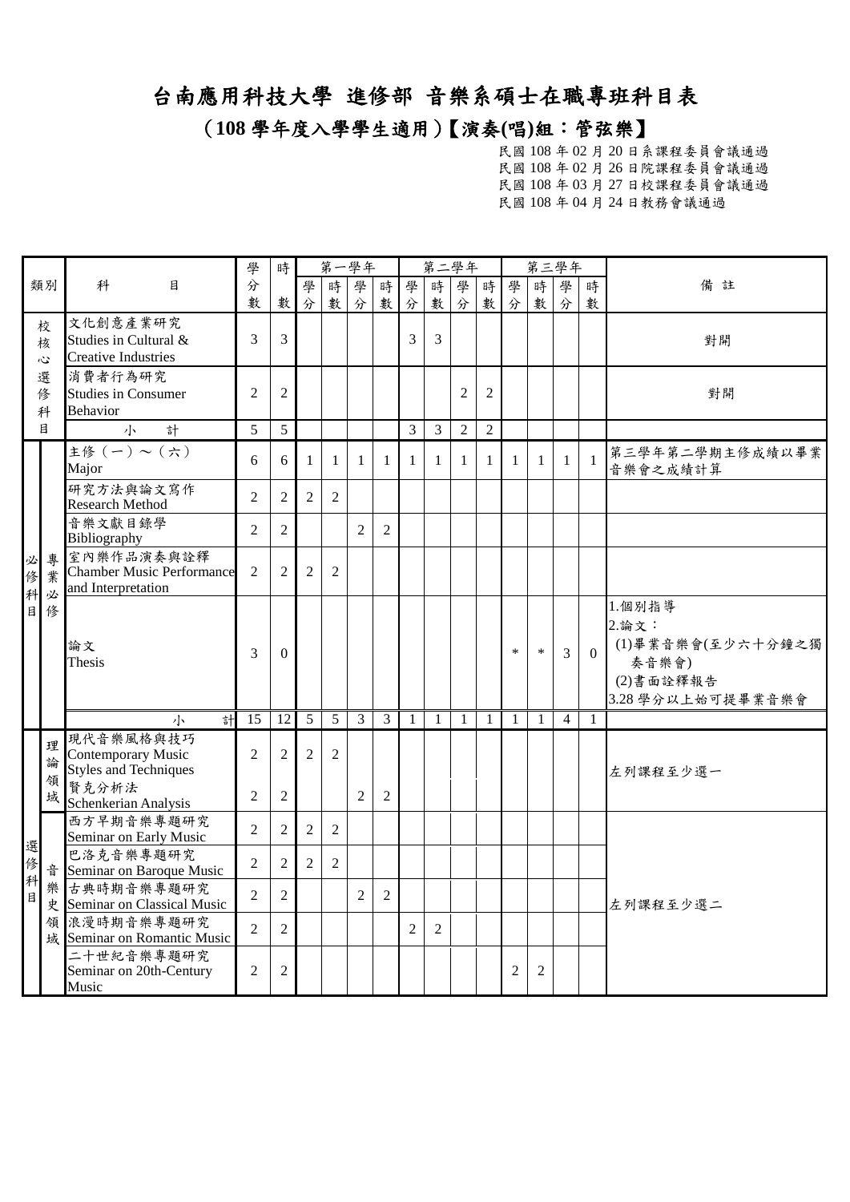# 台南應用科技大學 進修部 音樂系碩士在職專班科目表

## （108 學年度入學學生適用）【演奏(唱)組：管弦樂】

民國 108 年 02 月 20 日系課程委員會議通過
民國 108 年 02 月 26 日院課程委員會議通過
民國 108 年 03 月 27 日校課程委員會議通過
民國 108 年 04 月 24 日教務會議通過

| 類別 | | 科目 | 學分數 | 時數 | 第一學年 | | | | 第二學年 | | | | 第三學年 | | | | 備註 |
|---|---|---|---|---|---|---|---|---|---|---|---|---|---|---|---|---|---|
| | | | | | 學分 | 時數 | 學分 | 時數 | 學分 | 時數 | 學分 | 時數 | 學分 | 時數 | 學分 | 時數 | |
| 校核心選修科目 | | 文化創意產業研究 Studies in Cultural & Creative Industries | 3 | 3 | | | | | 3 | 3 | | | | | | | 對開 |
| | | 消費者行為研究 Studies in Consumer Behavior | 2 | 2 | | | | | | | 2 | 2 | | | | | 對開 |
| | | 小計 | 5 | 5 | | | | | 3 | 3 | 2 | 2 | | | | | |
| 必修科目 | 專業必修 | 主修（一）～（六） Major | 6 | 6 | 1 | 1 | 1 | 1 | 1 | 1 | 1 | 1 | 1 | 1 | 1 | 1 | 第三學年第二學期主修成績以畢業音樂會之成績計算 |
| | | 研究方法與論文寫作 Research Method | 2 | 2 | 2 | 2 | | | | | | | | | | | |
| | | 音樂文獻目錄學 Bibliography | 2 | 2 | | | 2 | 2 | | | | | | | | | |
| | | 室內樂作品演奏與詮釋 Chamber Music Performance and Interpretation | 2 | 2 | 2 | 2 | | | | | | | | | | | |
| | | 論文 Thesis | 3 | 0 | | | | | | | | | * | * | 3 | 0 | 1.個別指導<br>2.論文：<br>(1)畢業音樂會(至少六十分鐘之獨奏音樂會)<br>(2)書面詮釋報告<br>3.28 學分以上始可提畢業音樂會 |
| | | 小計 | 15 | 12 | 5 | 5 | 3 | 3 | 1 | 1 | 1 | 1 | 1 | 1 | 4 | 1 | |
| 選修科目 | 理論領域 | 現代音樂風格與技巧 Contemporary Music Styles and Techniques | 2 | 2 | 2 | 2 | | | | | | | | | | | 左列課程至少選一 |
| | | 賢克分析法 Schenkerian Analysis | 2 | 2 | | | 2 | 2 | | | | | | | | | |
| | 音樂史領域 | 西方早期音樂專題研究 Seminar on Early Music | 2 | 2 | 2 | 2 | | | | | | | | | | | 左列課程至少選二 |
| | | 巴洛克音樂專題研究 Seminar on Baroque Music | 2 | 2 | 2 | 2 | | | | | | | | | | | |
| | | 古典時期音樂專題研究 Seminar on Classical Music | 2 | 2 | | | 2 | 2 | | | | | | | | | |
| | | 浪漫時期音樂專題研究 Seminar on Romantic Music | 2 | 2 | | | | | 2 | 2 | | | | | | | |
| | | 二十世紀音樂專題研究 Seminar on 20th-Century Music | 2 | 2 | | | | | | | | | 2 | 2 | | | |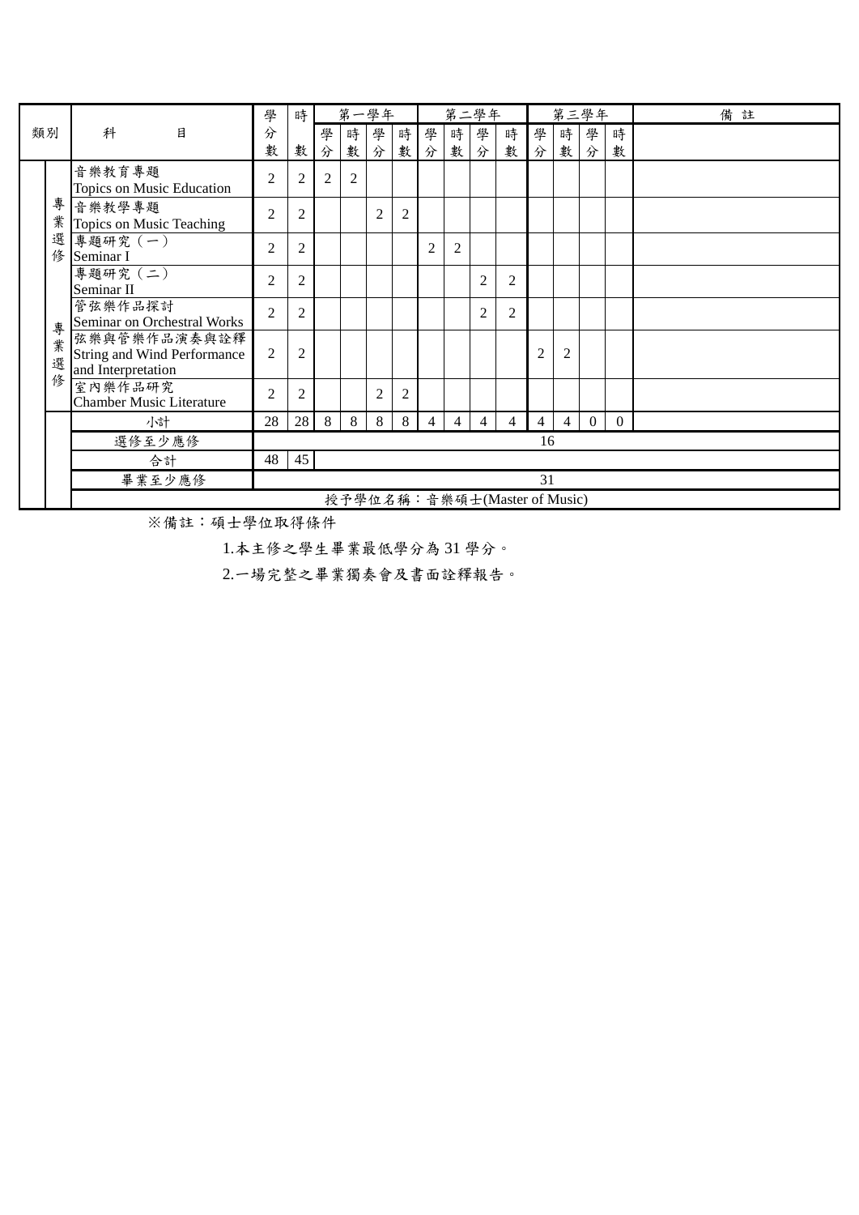| 類別 | | 科目 | 學分數 | 時數 | 第一學年 | | | | 第二學年 | | | | 第三學年 | | | | 備註 |
|---|---|---|---|---|---|---|---|---|---|---|---|---|---|---|---|---|---|
| | | | | | 學分 | 時數 | 學分 | 時數 | 學分 | 時數 | 學分 | 時數 | 學分 | 時數 | 學分 | 時數 | |
| | 專業選修 | 音樂教育專題 Topics on Music Education | 2 | 2 | 2 | 2 | | | | | | | | | | | |
| | | 音樂教學專題 Topics on Music Teaching | 2 | 2 | | | 2 | 2 | | | | | | | | | |
| | | 專題研究（一） Seminar I | 2 | 2 | | | | | 2 | 2 | | | | | | | |
| | | 專題研究（二） Seminar II | 2 | 2 | | | | | | | 2 | 2 | | | | | |
| | 專業選修 | 管弦樂作品探討 Seminar on Orchestral Works | 2 | 2 | | | | | | | 2 | 2 | | | | | |
| | | 弦樂與管樂作品演奏與詮釋 String and Wind Performance and Interpretation | 2 | 2 | | | | | | | | | 2 | 2 | | | |
| | | 室內樂作品研究 Chamber Music Literature | 2 | 2 | | | 2 | 2 | | | | | | | | | |
| | | 小計 | 28 | 28 | 8 | 8 | 8 | 8 | 4 | 4 | 4 | 4 | 4 | 4 | 0 | 0 | |
| | | 選修至少應修 | 16 | | | | | | | | | | | | | | |
| | | 合計 | 48 | 45 | | | | | | | | | | | | | |
| | | 畢業至少應修 | 31 | | | | | | | | | | | | | | |
| | | 授予學位名稱：音樂碩士(Master of Music) | | | | | | | | | | | | | | | |

※備註：碩士學位取得條件

1.本主修之學生畢業最低學分為 31 學分。

2.一場完整之畢業獨奏會及書面詮釋報告。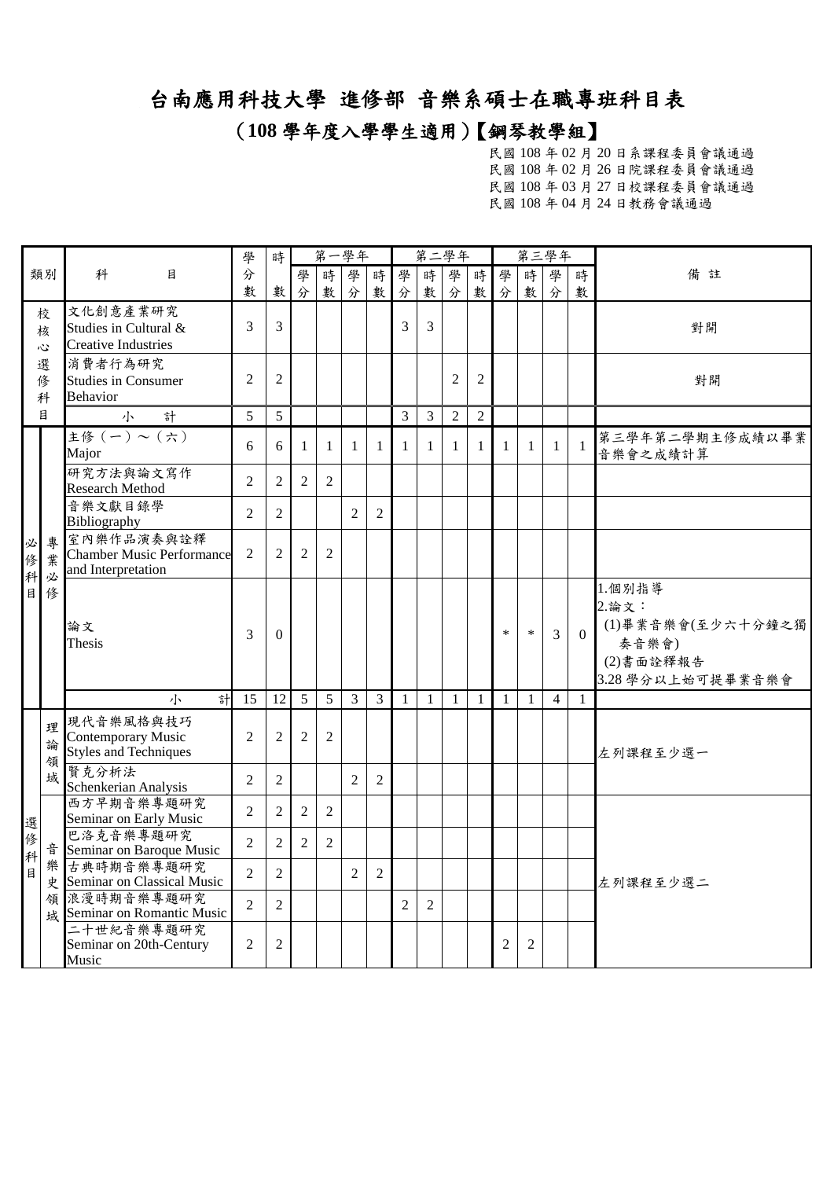# 台南應用科技大學 進修部 音樂系碩士在職專班科目表

## （108 學年度入學學生適用）【鋼琴教學組】

民國 108 年 02 月 20 日系課程委員會議通過
民國 108 年 02 月 26 日院課程委員會議通過
民國 108 年 03 月 27 日校課程委員會議通過
民國 108 年 04 月 24 日教務會議通過

| 類別 | | 科目 | 學分數 | 時數 | 第一學年 | | | | 第二學年 | | | | 第三學年 | | | | 備註 |
|---|---|---|---|---|---|---|---|---|---|---|---|---|---|---|---|---|---|
| | | | | | 學分 | 時數 | 學分 | 時數 | 學分 | 時數 | 學分 | 時數 | 學分 | 時數 | 學分 | 時數 | |
| 校核心選修科目 | | 文化創意產業研究 Studies in Cultural & Creative Industries | 3 | 3 | | | | | 3 | 3 | | | | | | | 對開 |
| 校核心選修科目 | | 消費者行為研究 Studies in Consumer Behavior | 2 | 2 | | | | | | | 2 | 2 | | | | | 對開 |
| 校核心選修科目 | | 小計 | 5 | 5 | | | | | 3 | 3 | 2 | 2 | | | | | |
| 必修科目 | 專業必修 | 主修（一）～（六） Major | 6 | 6 | 1 | 1 | 1 | 1 | 1 | 1 | 1 | 1 | 1 | 1 | 1 | 1 | 第三學年第二學期主修成績以畢業音樂會之成績計算 |
| 必修科目 | 專業必修 | 研究方法與論文寫作 Research Method | 2 | 2 | 2 | 2 | | | | | | | | | | | |
| 必修科目 | 專業必修 | 音樂文獻目錄學 Bibliography | 2 | 2 | | | 2 | 2 | | | | | | | | | |
| 必修科目 | 專業必修 | 室內樂作品演奏與詮釋 Chamber Music Performance and Interpretation | 2 | 2 | 2 | 2 | | | | | | | | | | | |
| 必修科目 | 專業必修 | 論文 Thesis | 3 | 0 | | | | | | | | | * | * | 3 | 0 | 1.個別指導<br>2.論文：<br>(1)畢業音樂會(至少六十分鐘之獨奏音樂會)<br>(2)書面詮釋報告<br>3.28 學分以上始可提畢業音樂會 |
| 必修科目 | 專業必修 | 小計 | 15 | 12 | 5 | 5 | 3 | 3 | 1 | 1 | 1 | 1 | 1 | 1 | 4 | 1 | |
| 選修科目 | 理論領域 | 現代音樂風格與技巧 Contemporary Music Styles and Techniques | 2 | 2 | 2 | 2 | | | | | | | | | | | 左列課程至少選一 |
| 選修科目 | 理論領域 | 賢克分析法 Schenkerian Analysis | 2 | 2 | | | 2 | 2 | | | | | | | | | |
| 選修科目 | 音樂史領域 | 西方早期音樂專題研究 Seminar on Early Music | 2 | 2 | 2 | 2 | | | | | | | | | | | 左列課程至少選二 |
| 選修科目 | 音樂史領域 | 巴洛克音樂專題研究 Seminar on Baroque Music | 2 | 2 | 2 | 2 | | | | | | | | | | | |
| 選修科目 | 音樂史領域 | 古典時期音樂專題研究 Seminar on Classical Music | 2 | 2 | | | 2 | 2 | | | | | | | | | |
| 選修科目 | 音樂史領域 | 浪漫時期音樂專題研究 Seminar on Romantic Music | 2 | 2 | | | | | 2 | 2 | | | | | | | |
| 選修科目 | 音樂史領域 | 二十世紀音樂專題研究 Seminar on 20th-Century Music | 2 | 2 | | | | | | | | | 2 | 2 | | | |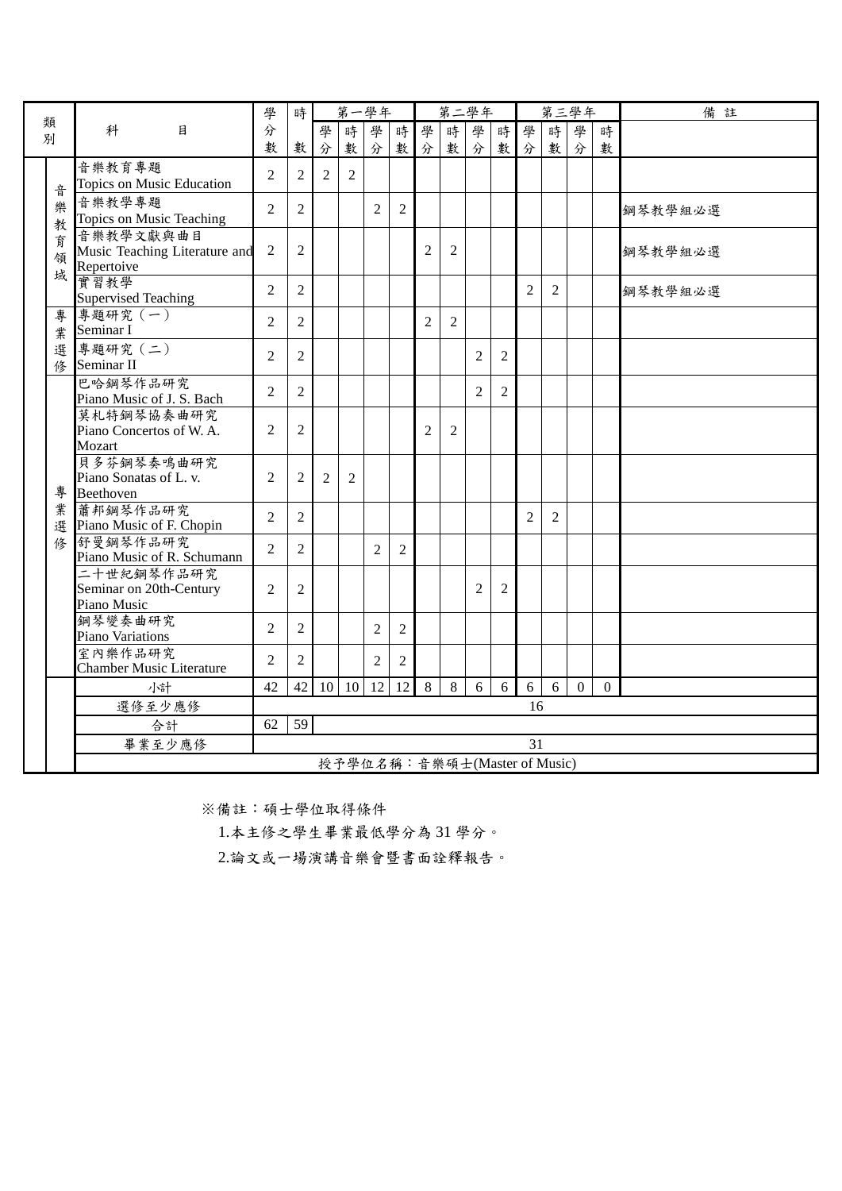| 類別 | | 科目 | 學分數 | 時數 | 第一學年 | | | | 第二學年 | | | | 第三學年 | | | | 備註 |
|---|---|---|---|---|---|---|---|---|---|---|---|---|---|---|---|---|---|
| | | | | | 學分 | 時數 | 學分 | 時數 | 學分 | 時數 | 學分 | 時數 | 學分 | 時數 | 學分 | 時數 | |
| | 音樂教育領域 | 音樂教育專題 Topics on Music Education | 2 | 2 | 2 | 2 | | | | | | | | | | | |
| | | 音樂教學專題 Topics on Music Teaching | 2 | 2 | | | 2 | 2 | | | | | | | | | 鋼琴教學組必選 |
| | | 音樂教學文獻與曲目 Music Teaching Literature and Repertoive | 2 | 2 | | | | | 2 | 2 | | | | | | | 鋼琴教學組必選 |
| | | 實習教學 Supervised Teaching | 2 | 2 | | | | | | | | | 2 | 2 | | | 鋼琴教學組必選 |
| | 專業選修 | 專題研究(一) Seminar I | 2 | 2 | | | | | 2 | 2 | | | | | | | |
| | | 專題研究(二) Seminar II | 2 | 2 | | | | | | | 2 | 2 | | | | | |
| | 專業選修 | 巴哈鋼琴作品研究 Piano Music of J. S. Bach | 2 | 2 | | | | | | | 2 | 2 | | | | | |
| | | 莫札特鋼琴協奏曲研究 Piano Concertos of W. A. Mozart | 2 | 2 | | | | | 2 | 2 | | | | | | | |
| | | 貝多芬鋼琴奏鳴曲研究 Piano Sonatas of L. v. Beethoven | 2 | 2 | 2 | 2 | | | | | | | | | | | |
| | | 蕭邦鋼琴作品研究 Piano Music of F. Chopin | 2 | 2 | | | | | | | | | 2 | 2 | | | |
| | | 舒曼鋼琴作品研究 Piano Music of R. Schumann | 2 | 2 | | | 2 | 2 | | | | | | | | | |
| | | 二十世紀鋼琴作品研究 Seminar on 20th-Century Piano Music | 2 | 2 | | | | | | | 2 | 2 | | | | | |
| | | 鋼琴變奏曲研究 Piano Variations | 2 | 2 | | | 2 | 2 | | | | | | | | | |
| | | 室內樂作品研究 Chamber Music Literature | 2 | 2 | | | 2 | 2 | | | | | | | | | |
| | | 小計 | 42 | 42 | 10 | 10 | 12 | 12 | 8 | 8 | 6 | 6 | 6 | 6 | 0 | 0 | |
| | | 選修至少應修 | 16 | | | | | | | | | | | | | | |
| | | 合計 | 62 | 59 | | | | | | | | | | | | | |
| | | 畢業至少應修 | 31 | | | | | | | | | | | | | | |
| | | 授予學位名稱:音樂碩士(Master of Music) | | | | | | | | | | | | | | | |

※備註:碩士學位取得條件

1.本主修之學生畢業最低學分為 31 學分。

2.論文或一場演講音樂會暨書面詮釋報告。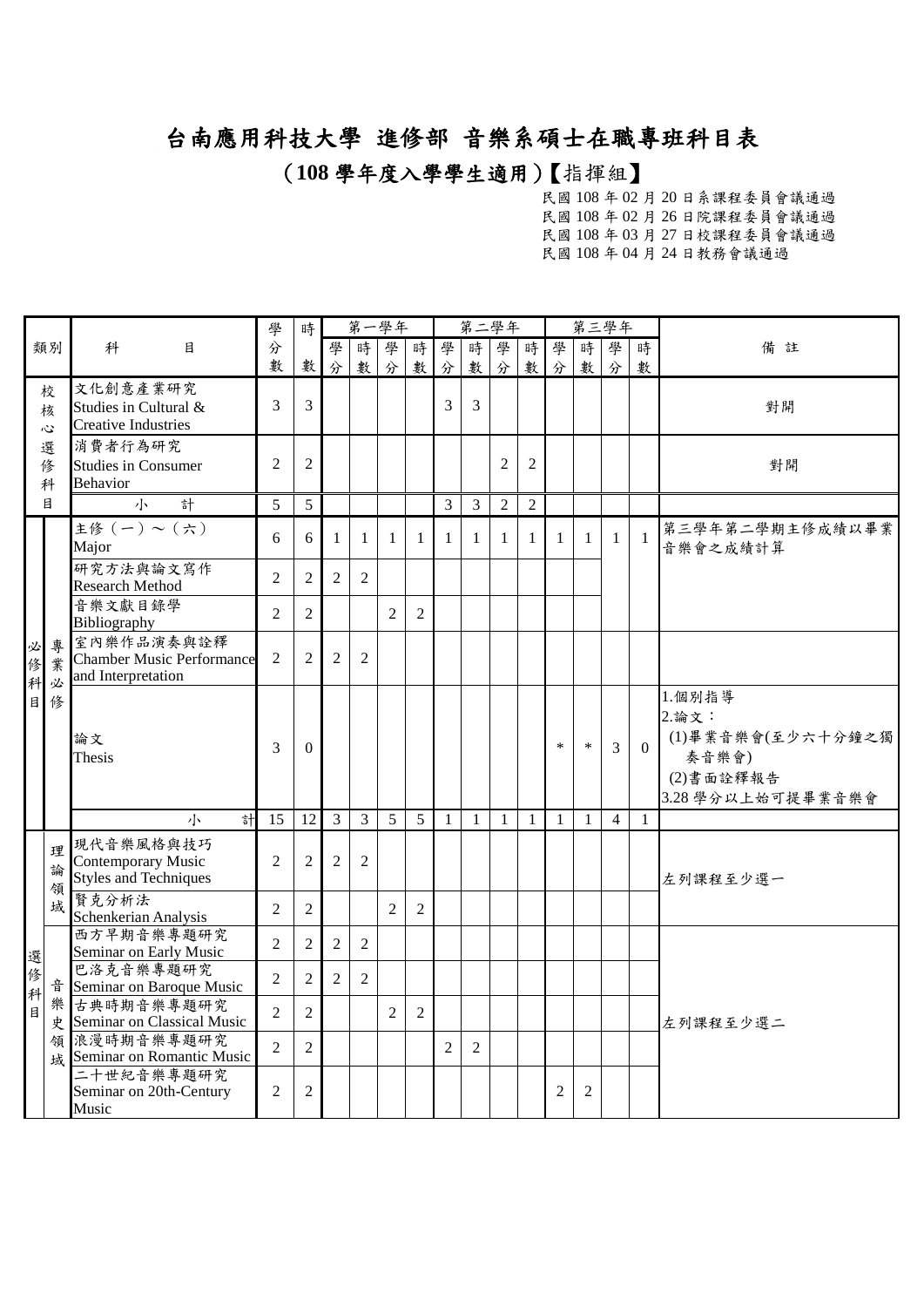# 台南應用科技大學 進修部 音樂系碩士在職專班科目表

## (108 學年度入學學生適用)【指揮組】

民國 108 年 02 月 20 日系課程委員會議通過
民國 108 年 02 月 26 日院課程委員會議通過
民國 108 年 03 月 27 日校課程委員會議通過
民國 108 年 04 月 24 日教務會議通過

| 類別 | | 科目 | 學分數 | 時數 | 第一學年 | | | | 第二學年 | | | | 第三學年 | | | | 備註 |
|---|---|---|---|---|---|---|---|---|---|---|---|---|---|---|---|---|---|
| | | | | | 學分 | 時數 | 學分 | 時數 | 學分 | 時數 | 學分 | 時數 | 學分 | 時數 | 學分 | 時數 | |
| 校核心選修科目 | | 文化創意產業研究<br>Studies in Cultural & Creative Industries | 3 | 3 | | | | | 3 | 3 | | | | | | | 對開 |
| | | 消費者行為研究<br>Studies in Consumer Behavior | 2 | 2 | | | | | | | 2 | 2 | | | | | 對開 |
| | | 小計 | 5 | 5 | | | | | 3 | 3 | 2 | 2 | | | | | |
| 必修科目 | 專業必修 | 主修(一)～(六)<br>Major | 6 | 6 | 1 | 1 | 1 | 1 | 1 | 1 | 1 | 1 | 1 | 1 | 1 | 1 | 第三學年第二學期主修成績以畢業音樂會之成績計算 |
| | | 研究方法與論文寫作<br>Research Method | 2 | 2 | 2 | 2 | | | | | | | | | | | |
| | | 音樂文獻目錄學<br>Bibliography | 2 | 2 | | | 2 | 2 | | | | | | | | | |
| | | 室內樂作品演奏與詮釋<br>Chamber Music Performance and Interpretation | 2 | 2 | 2 | 2 | | | | | | | | | | | |
| | | 論文<br>Thesis | 3 | 0 | | | | | | | | | * | * | 3 | 0 | 1.個別指導<br>2.論文：<br>(1)畢業音樂會(至少六十分鐘之獨奏音樂會)<br>(2)書面詮釋報告<br>3.28 學分以上始可提畢業音樂會 |
| | | 小計 | 15 | 12 | 3 | 3 | 5 | 5 | 1 | 1 | 1 | 1 | 1 | 1 | 4 | 1 | |
| 選修科目 | 理論領域 | 現代音樂風格與技巧<br>Contemporary Music Styles and Techniques | 2 | 2 | 2 | 2 | | | | | | | | | | | 左列課程至少選一 |
| | | 賢克分析法<br>Schenkerian Analysis | 2 | 2 | | | 2 | 2 | | | | | | | | | |
| | 音樂史領域 | 西方早期音樂專題研究<br>Seminar on Early Music | 2 | 2 | 2 | 2 | | | | | | | | | | | 左列課程至少選二 |
| | | 巴洛克音樂專題研究<br>Seminar on Baroque Music | 2 | 2 | 2 | 2 | | | | | | | | | | | |
| | | 古典時期音樂專題研究<br>Seminar on Classical Music | 2 | 2 | | | 2 | 2 | | | | | | | | | |
| | | 浪漫時期音樂專題研究<br>Seminar on Romantic Music | 2 | 2 | | | | | 2 | 2 | | | | | | | |
| | | 二十世紀音樂專題研究<br>Seminar on 20th-Century Music | 2 | 2 | | | | | | | | | 2 | 2 | | | |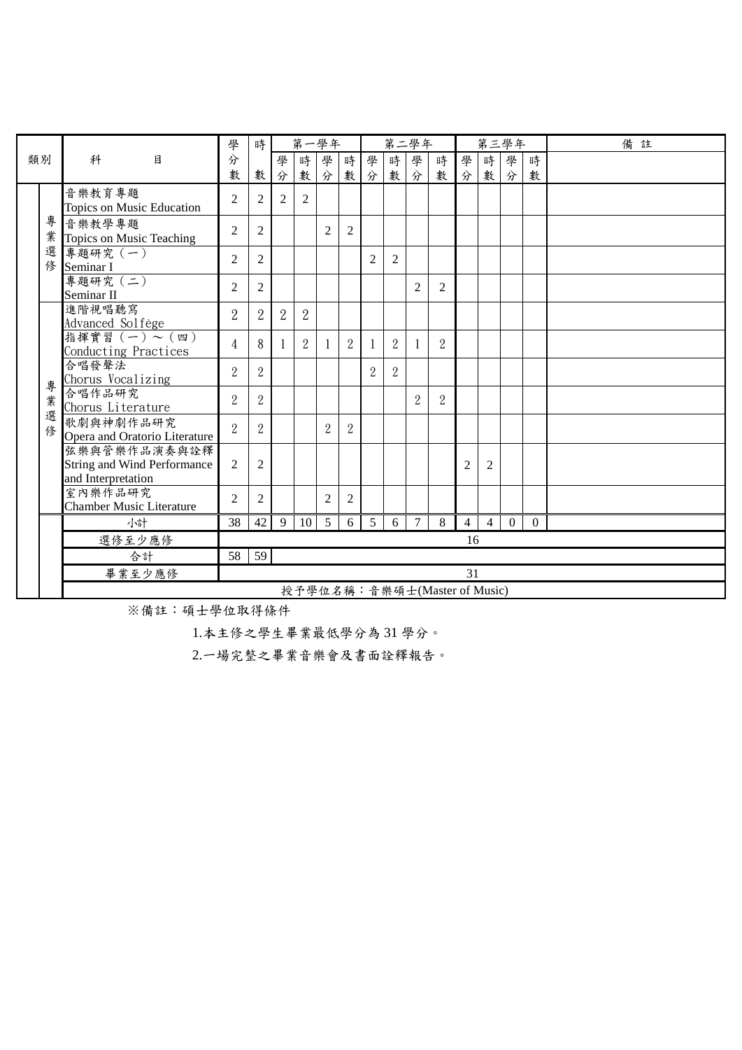| 類別 | | 科目 | 學分數 | 時數 | 第一學年 | | | | 第二學年 | | | | 第三學年 | | | | 備註 |
|---|---|---|---|---|---|---|---|---|---|---|---|---|---|---|---|---|---|
| | | | | | 學分 | 時數 | 學分 | 時數 | 學分 | 時數 | 學分 | 時數 | 學分 | 時數 | 學分 | 時數 | |
| | 專業選修 | 音樂教育專題<br>Topics on Music Education | 2 | 2 | 2 | 2 | | | | | | | | | | | |
| | | 音樂教學專題<br>Topics on Music Teaching | 2 | 2 | | | 2 | 2 | | | | | | | | | |
| | | 專題研究（一）<br>Seminar I | 2 | 2 | | | | | 2 | 2 | | | | | | | |
| | | 專題研究（二）<br>Seminar II | 2 | 2 | | | | | | | 2 | 2 | | | | | |
| | 專業選修 | 進階視唱聽寫<br>Advanced Solfège | 2 | 2 | 2 | 2 | | | | | | | | | | | |
| | | 指揮實習（一）～（四）<br>Conducting Practices | 4 | 8 | 1 | 2 | 1 | 2 | 1 | 2 | 1 | 2 | | | | | |
| | | 合唱發聲法<br>Chorus Vocalizing | 2 | 2 | | | | | 2 | 2 | | | | | | | |
| | | 合唱作品研究<br>Chorus Literature | 2 | 2 | | | | | | | 2 | 2 | | | | | |
| | | 歌劇與神劇作品研究<br>Opera and Oratorio Literature | 2 | 2 | | | 2 | 2 | | | | | | | | | |
| | | 弦樂與管樂作品演奏與詮釋<br>String and Wind Performance and Interpretation | 2 | 2 | | | | | | | | | 2 | 2 | | | |
| | | 室內樂作品研究<br>Chamber Music Literature | 2 | 2 | | | 2 | 2 | | | | | | | | | |
| | | 小計 | 38 | 42 | 9 | 10 | 5 | 6 | 5 | 6 | 7 | 8 | 4 | 4 | 0 | 0 | |
| | | 選修至少應修 | 16 | | | | | | | | | | | | | | |
| | | 合計 | 58 | 59 | | | | | | | | | | | | | |
| | | 畢業至少應修 | 31 | | | | | | | | | | | | | | |
| | | 授予學位名稱：音樂碩士(Master of Music) | | | | | | | | | | | | | | | |

※備註：碩士學位取得條件

1.本主修之學生畢業最低學分為 31 學分。

2.一場完整之畢業音樂會及書面詮釋報告。